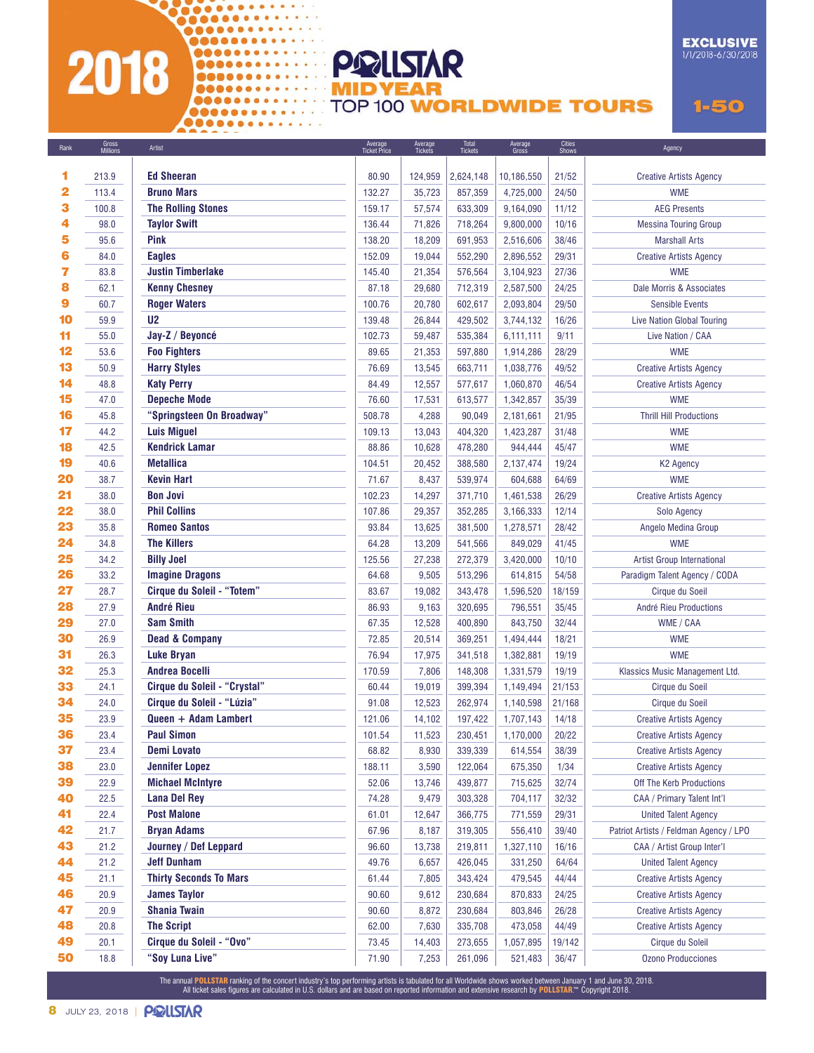# 2018 POLLSTAR MIDYEAR TOP 100 WORLDWIDE TOURS

**EXCLUSIVE** 1/1/2018-6/30/2018

**1-50**

| Rank | Gross Millions | Artist | Average Ticket Price | Average Tickets | Total Tickets | Average Gross | Cities Shows | Agency |
|---|---|---|---|---|---|---|---|---|
| 1 | 213.9 | Ed Sheeran | 80.90 | 124,959 | 2,624,148 | 10,186,550 | 21/52 | Creative Artists Agency |
| 2 | 113.4 | Bruno Mars | 132.27 | 35,723 | 857,359 | 4,725,000 | 24/50 | WME |
| 3 | 100.8 | The Rolling Stones | 159.17 | 57,574 | 633,309 | 9,164,090 | 11/12 | AEG Presents |
| 4 | 98.0 | Taylor Swift | 136.44 | 71,826 | 718,264 | 9,800,000 | 10/16 | Messina Touring Group |
| 5 | 95.6 | Pink | 138.20 | 18,209 | 691,953 | 2,516,606 | 38/46 | Marshall Arts |
| 6 | 84.0 | Eagles | 152.09 | 19,044 | 552,290 | 2,896,552 | 29/31 | Creative Artists Agency |
| 7 | 83.8 | Justin Timberlake | 145.40 | 21,354 | 576,564 | 3,104,923 | 27/36 | WME |
| 8 | 62.1 | Kenny Chesney | 87.18 | 29,680 | 712,319 | 2,587,500 | 24/25 | Dale Morris & Associates |
| 9 | 60.7 | Roger Waters | 100.76 | 20,780 | 602,617 | 2,093,804 | 29/50 | Sensible Events |
| 10 | 59.9 | U2 | 139.48 | 26,844 | 429,502 | 3,744,132 | 16/26 | Live Nation Global Touring |
| 11 | 55.0 | Jay-Z / Beyoncé | 102.73 | 59,487 | 535,384 | 6,111,111 | 9/11 | Live Nation / CAA |
| 12 | 53.6 | Foo Fighters | 89.65 | 21,353 | 597,880 | 1,914,286 | 28/29 | WME |
| 13 | 50.9 | Harry Styles | 76.69 | 13,545 | 663,711 | 1,038,776 | 49/52 | Creative Artists Agency |
| 14 | 48.8 | Katy Perry | 84.49 | 12,557 | 577,617 | 1,060,870 | 46/54 | Creative Artists Agency |
| 15 | 47.0 | Depeche Mode | 76.60 | 17,531 | 613,577 | 1,342,857 | 35/39 | WME |
| 16 | 45.8 | "Springsteen On Broadway" | 508.78 | 4,288 | 90,049 | 2,181,661 | 21/95 | Thrill Hill Productions |
| 17 | 44.2 | Luis Miguel | 109.13 | 13,043 | 404,320 | 1,423,287 | 31/48 | WME |
| 18 | 42.5 | Kendrick Lamar | 88.86 | 10,628 | 478,280 | 944,444 | 45/47 | WME |
| 19 | 40.6 | Metallica | 104.51 | 20,452 | 388,580 | 2,137,474 | 19/24 | K2 Agency |
| 20 | 38.7 | Kevin Hart | 71.67 | 8,437 | 539,974 | 604,688 | 64/69 | WME |
| 21 | 38.0 | Bon Jovi | 102.23 | 14,297 | 371,710 | 1,461,538 | 26/29 | Creative Artists Agency |
| 22 | 38.0 | Phil Collins | 107.86 | 29,357 | 352,285 | 3,166,333 | 12/14 | Solo Agency |
| 23 | 35.8 | Romeo Santos | 93.84 | 13,625 | 381,500 | 1,278,571 | 28/42 | Angelo Medina Group |
| 24 | 34.8 | The Killers | 64.28 | 13,209 | 541,566 | 849,029 | 41/45 | WME |
| 25 | 34.2 | Billy Joel | 125.56 | 27,238 | 272,379 | 3,420,000 | 10/10 | Artist Group International |
| 26 | 33.2 | Imagine Dragons | 64.68 | 9,505 | 513,296 | 614,815 | 54/58 | Paradigm Talent Agency / CODA |
| 27 | 28.7 | Cirque du Soleil - "Totem" | 83.67 | 19,082 | 343,478 | 1,596,520 | 18/159 | Cirque du Soeil |
| 28 | 27.9 | André Rieu | 86.93 | 9,163 | 320,695 | 796,551 | 35/45 | André Rieu Productions |
| 29 | 27.0 | Sam Smith | 67.35 | 12,528 | 400,890 | 843,750 | 32/44 | WME / CAA |
| 30 | 26.9 | Dead & Company | 72.85 | 20,514 | 369,251 | 1,494,444 | 18/21 | WME |
| 31 | 26.3 | Luke Bryan | 76.94 | 17,975 | 341,518 | 1,382,881 | 19/19 | WME |
| 32 | 25.3 | Andrea Bocelli | 170.59 | 7,806 | 148,308 | 1,331,579 | 19/19 | Klassics Music Management Ltd. |
| 33 | 24.1 | Cirque du Soleil - "Crystal" | 60.44 | 19,019 | 399,394 | 1,149,494 | 21/153 | Cirque du Soeil |
| 34 | 24.0 | Cirque du Soleil - "Lúzia" | 91.08 | 12,523 | 262,974 | 1,140,598 | 21/168 | Cirque du Soeil |
| 35 | 23.9 | Queen + Adam Lambert | 121.06 | 14,102 | 197,422 | 1,707,143 | 14/18 | Creative Artists Agency |
| 36 | 23.4 | Paul Simon | 101.54 | 11,523 | 230,451 | 1,170,000 | 20/22 | Creative Artists Agency |
| 37 | 23.4 | Demi Lovato | 68.82 | 8,930 | 339,339 | 614,554 | 38/39 | Creative Artists Agency |
| 38 | 23.0 | Jennifer Lopez | 188.11 | 3,590 | 122,064 | 675,350 | 1/34 | Creative Artists Agency |
| 39 | 22.9 | Michael McIntyre | 52.06 | 13,746 | 439,877 | 715,625 | 32/74 | Off The Kerb Productions |
| 40 | 22.5 | Lana Del Rey | 74.28 | 9,479 | 303,328 | 704,117 | 32/32 | CAA / Primary Talent Int'l |
| 41 | 22.4 | Post Malone | 61.01 | 12,647 | 366,775 | 771,559 | 29/31 | United Talent Agency |
| 42 | 21.7 | Bryan Adams | 67.96 | 8,187 | 319,305 | 556,410 | 39/40 | Patriot Artists / Feldman Agency / LPO |
| 43 | 21.2 | Journey / Def Leppard | 96.60 | 13,738 | 219,811 | 1,327,110 | 16/16 | CAA / Artist Group Inter'l |
| 44 | 21.2 | Jeff Dunham | 49.76 | 6,657 | 426,045 | 331,250 | 64/64 | United Talent Agency |
| 45 | 21.1 | Thirty Seconds To Mars | 61.44 | 7,805 | 343,424 | 479,545 | 44/44 | Creative Artists Agency |
| 46 | 20.9 | James Taylor | 90.60 | 9,612 | 230,684 | 870,833 | 24/25 | Creative Artists Agency |
| 47 | 20.9 | Shania Twain | 90.60 | 8,872 | 230,684 | 803,846 | 26/28 | Creative Artists Agency |
| 48 | 20.8 | The Script | 62.00 | 7,630 | 335,708 | 473,058 | 44/49 | Creative Artists Agency |
| 49 | 20.1 | Cirque du Soleil - "Ovo" | 73.45 | 14,403 | 273,655 | 1,057,895 | 19/142 | Cirque du Soleil |
| 50 | 18.8 | "Soy Luna Live" | 71.90 | 7,253 | 261,096 | 521,483 | 36/47 | Ozono Producciones |

The annual POLLSTAR ranking of the concert industry's top performing artists is tabulated for all Worldwide shows worked between January 1 and June 30, 2018. All ticket sales figures are calculated in U.S. dollars and are based on reported information and extensive research by POLLSTAR.™ Copyright 2018.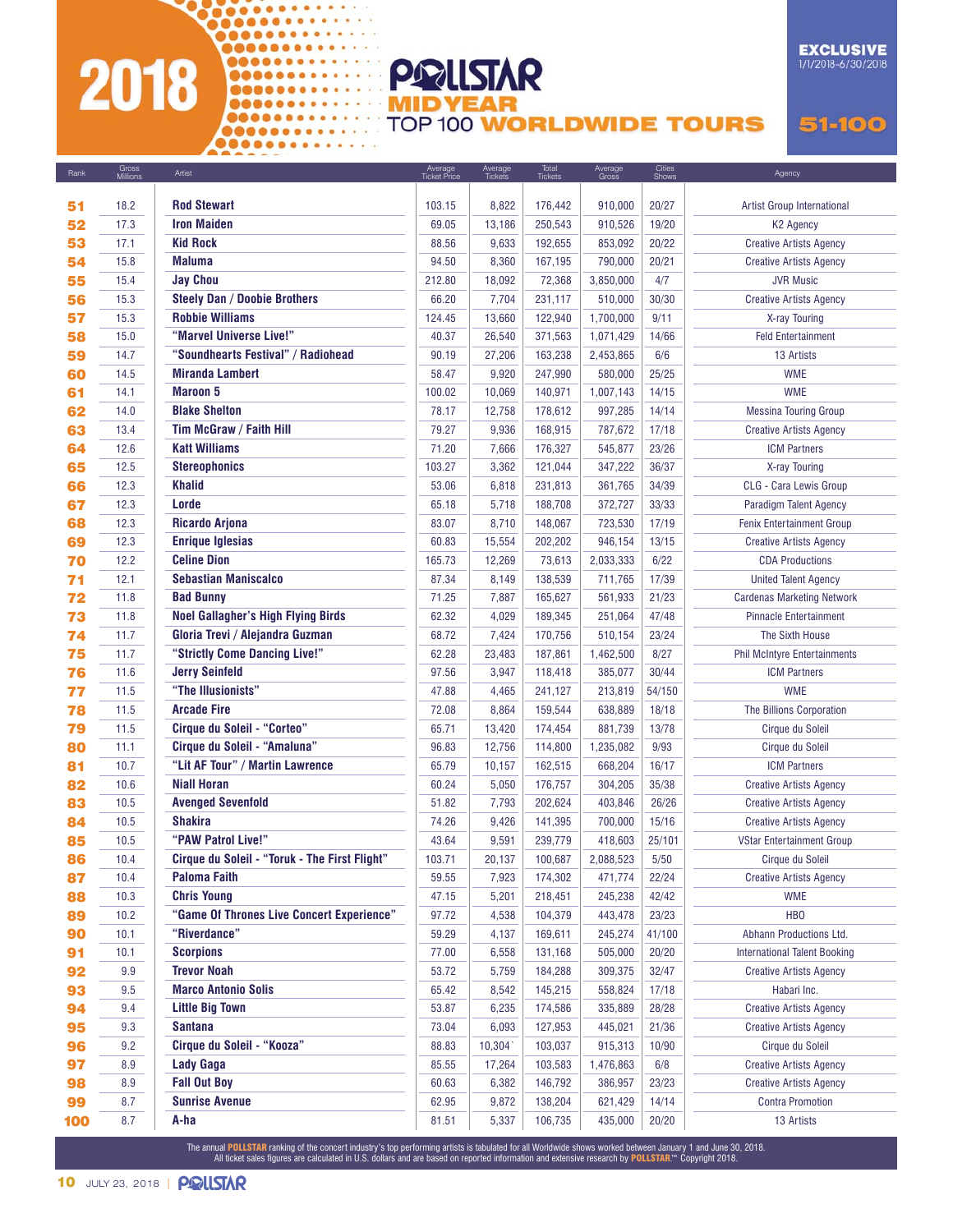# 2018 POLLSTAR MIDYEAR TOP 100 WORLDWIDE TOURS

**EXCLUSIVE** 1/1/2018-6/30/2018

**51-100**

| Rank | Gross Millions | Artist | Average Ticket Price | Average Tickets | Total Tickets | Average Gross | Cities Shows | Agency |
|---|---|---|---|---|---|---|---|---|
| 51 | 18.2 | Rod Stewart | 103.15 | 8,822 | 176,442 | 910,000 | 20/27 | Artist Group International |
| 52 | 17.3 | Iron Maiden | 69.05 | 13,186 | 250,543 | 910,526 | 19/20 | K2 Agency |
| 53 | 17.1 | Kid Rock | 88.56 | 9,633 | 192,655 | 853,092 | 20/22 | Creative Artists Agency |
| 54 | 15.8 | Maluma | 94.50 | 8,360 | 167,195 | 790,000 | 20/21 | Creative Artists Agency |
| 55 | 15.4 | Jay Chou | 212.80 | 18,092 | 72,368 | 3,850,000 | 4/7 | JVR Music |
| 56 | 15.3 | Steely Dan / Doobie Brothers | 66.20 | 7,704 | 231,117 | 510,000 | 30/30 | Creative Artists Agency |
| 57 | 15.3 | Robbie Williams | 124.45 | 13,660 | 122,940 | 1,700,000 | 9/11 | X-ray Touring |
| 58 | 15.0 | "Marvel Universe Live!" | 40.37 | 26,540 | 371,563 | 1,071,429 | 14/66 | Feld Entertainment |
| 59 | 14.7 | "Soundhearts Festival" / Radiohead | 90.19 | 27,206 | 163,238 | 2,453,865 | 6/6 | 13 Artists |
| 60 | 14.5 | Miranda Lambert | 58.47 | 9,920 | 247,990 | 580,000 | 25/25 | WME |
| 61 | 14.1 | Maroon 5 | 100.02 | 10,069 | 140,971 | 1,007,143 | 14/15 | WME |
| 62 | 14.0 | Blake Shelton | 78.17 | 12,758 | 178,612 | 997,285 | 14/14 | Messina Touring Group |
| 63 | 13.4 | Tim McGraw / Faith Hill | 79.27 | 9,936 | 168,915 | 787,672 | 17/18 | Creative Artists Agency |
| 64 | 12.6 | Katt Williams | 71.20 | 7,666 | 176,327 | 545,877 | 23/26 | ICM Partners |
| 65 | 12.5 | Stereophonics | 103.27 | 3,362 | 121,044 | 347,222 | 36/37 | X-ray Touring |
| 66 | 12.3 | Khalid | 53.06 | 6,818 | 231,813 | 361,765 | 34/39 | CLG - Cara Lewis Group |
| 67 | 12.3 | Lorde | 65.18 | 5,718 | 188,708 | 372,727 | 33/33 | Paradigm Talent Agency |
| 68 | 12.3 | Ricardo Arjona | 83.07 | 8,710 | 148,067 | 723,530 | 17/19 | Fenix Entertainment Group |
| 69 | 12.3 | Enrique Iglesias | 60.83 | 15,554 | 202,202 | 946,154 | 13/15 | Creative Artists Agency |
| 70 | 12.2 | Celine Dion | 165.73 | 12,269 | 73,613 | 2,033,333 | 6/22 | CDA Productions |
| 71 | 12.1 | Sebastian Maniscalco | 87.34 | 8,149 | 138,539 | 711,765 | 17/39 | United Talent Agency |
| 72 | 11.8 | Bad Bunny | 71.25 | 7,887 | 165,627 | 561,933 | 21/23 | Cardenas Marketing Network |
| 73 | 11.8 | Noel Gallagher's High Flying Birds | 62.32 | 4,029 | 189,345 | 251,064 | 47/48 | Pinnacle Entertainment |
| 74 | 11.7 | Gloria Trevi / Alejandra Guzman | 68.72 | 7,424 | 170,756 | 510,154 | 23/24 | The Sixth House |
| 75 | 11.7 | "Strictly Come Dancing Live!" | 62.28 | 23,483 | 187,861 | 1,462,500 | 8/27 | Phil McIntyre Entertainments |
| 76 | 11.6 | Jerry Seinfeld | 97.56 | 3,947 | 118,418 | 385,077 | 30/44 | ICM Partners |
| 77 | 11.5 | "The Illusionists" | 47.88 | 4,465 | 241,127 | 213,819 | 54/150 | WME |
| 78 | 11.5 | Arcade Fire | 72.08 | 8,864 | 159,544 | 638,889 | 18/18 | The Billions Corporation |
| 79 | 11.5 | Cirque du Soleil - "Corteo" | 65.71 | 13,420 | 174,454 | 881,739 | 13/78 | Cirque du Soleil |
| 80 | 11.1 | Cirque du Soleil - "Amaluna" | 96.83 | 12,756 | 114,800 | 1,235,082 | 9/93 | Cirque du Soleil |
| 81 | 10.7 | "Lit AF Tour" / Martin Lawrence | 65.79 | 10,157 | 162,515 | 668,204 | 16/17 | ICM Partners |
| 82 | 10.6 | Niall Horan | 60.24 | 5,050 | 176,757 | 304,205 | 35/38 | Creative Artists Agency |
| 83 | 10.5 | Avenged Sevenfold | 51.82 | 7,793 | 202,624 | 403,846 | 26/26 | Creative Artists Agency |
| 84 | 10.5 | Shakira | 74.26 | 9,426 | 141,395 | 700,000 | 15/16 | Creative Artists Agency |
| 85 | 10.5 | "PAW Patrol Live!" | 43.64 | 9,591 | 239,779 | 418,603 | 25/101 | VStar Entertainment Group |
| 86 | 10.4 | Cirque du Soleil - "Toruk - The First Flight" | 103.71 | 20,137 | 100,687 | 2,088,523 | 5/50 | Cirque du Soleil |
| 87 | 10.4 | Paloma Faith | 59.55 | 7,923 | 174,302 | 471,774 | 22/24 | Creative Artists Agency |
| 88 | 10.3 | Chris Young | 47.15 | 5,201 | 218,451 | 245,238 | 42/42 | WME |
| 89 | 10.2 | "Game Of Thrones Live Concert Experience" | 97.72 | 4,538 | 104,379 | 443,478 | 23/23 | HBO |
| 90 | 10.1 | "Riverdance" | 59.29 | 4,137 | 169,611 | 245,274 | 41/100 | Abhann Productions Ltd. |
| 91 | 10.1 | Scorpions | 77.00 | 6,558 | 131,168 | 505,000 | 20/20 | International Talent Booking |
| 92 | 9.9 | Trevor Noah | 53.72 | 5,759 | 184,288 | 309,375 | 32/47 | Creative Artists Agency |
| 93 | 9.5 | Marco Antonio Solis | 65.42 | 8,542 | 145,215 | 558,824 | 17/18 | Habari Inc. |
| 94 | 9.4 | Little Big Town | 53.87 | 6,235 | 174,586 | 335,889 | 28/28 | Creative Artists Agency |
| 95 | 9.3 | Santana | 73.04 | 6,093 | 127,953 | 445,021 | 21/36 | Creative Artists Agency |
| 96 | 9.2 | Cirque du Soleil - "Kooza" | 88.83 | 10,304` | 103,037 | 915,313 | 10/90 | Cirque du Soleil |
| 97 | 8.9 | Lady Gaga | 85.55 | 17,264 | 103,583 | 1,476,863 | 6/8 | Creative Artists Agency |
| 98 | 8.9 | Fall Out Boy | 60.63 | 6,382 | 146,792 | 386,957 | 23/23 | Creative Artists Agency |
| 99 | 8.7 | Sunrise Avenue | 62.95 | 9,872 | 138,204 | 621,429 | 14/14 | Contra Promotion |
| 100 | 8.7 | A-ha | 81.51 | 5,337 | 106,735 | 435,000 | 20/20 | 13 Artists |

The annual POLLSTAR ranking of the concert industry's top performing artists is tabulated for all Worldwide shows worked between January 1 and June 30, 2018. All ticket sales figures are calculated in U.S. dollars and are based on reported information and extensive research by POLLSTAR.™ Copyright 2018.